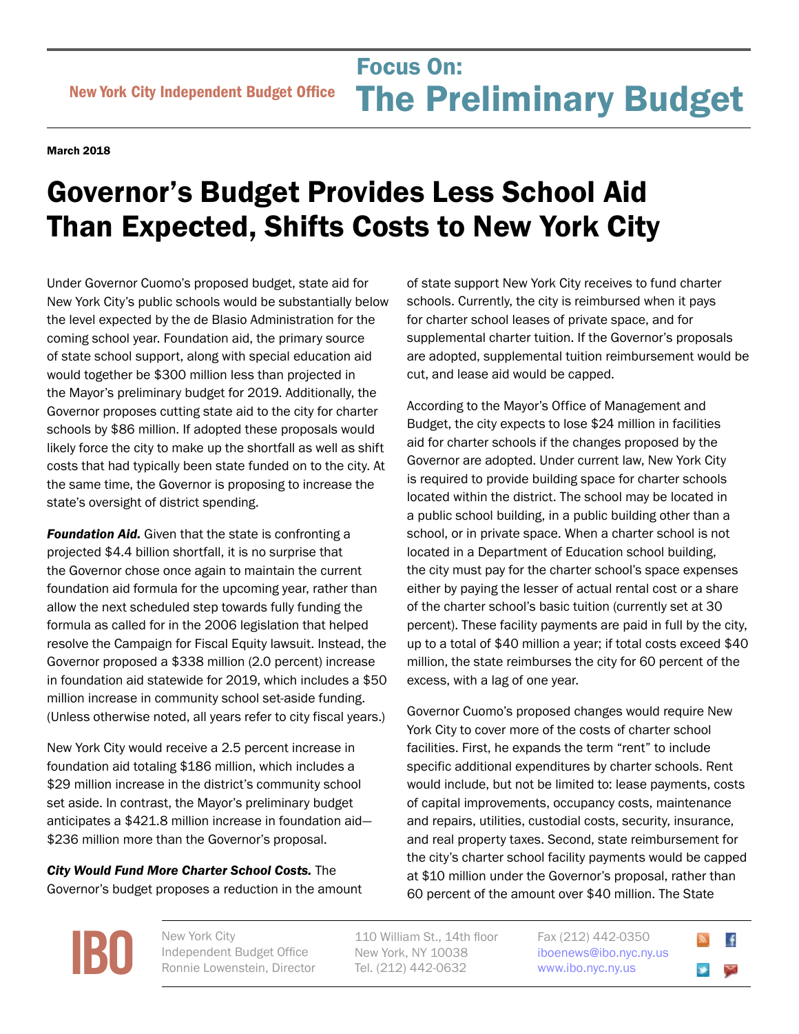New York City Independent Budget Office

# Focus On: The Preliminary Budget

**March 2018**

# Governor's Budget Provides Less School Aid Than Expected, Shifts Costs to New York City

Under Governor Cuomo's proposed budget, state aid for New York City's public schools would be substantially below the level expected by the de Blasio Administration for the coming school year. Foundation aid, the primary source of state school support, along with special education aid would together be $300 million less than projected in the Mayor's preliminary budget for 2019. Additionally, the Governor proposes cutting state aid to the city for charter schools by $86 million. If adopted these proposals would likely force the city to make up the shortfall as well as shift costs that had typically been state funded on to the city. At the same time, the Governor is proposing to increase the state's oversight of district spending.

***Foundation Aid.*** Given that the state is confronting a projected $4.4 billion shortfall, it is no surprise that the Governor chose once again to maintain the current foundation aid formula for the upcoming year, rather than allow the next scheduled step towards fully funding the formula as called for in the 2006 legislation that helped resolve the Campaign for Fiscal Equity lawsuit. Instead, the Governor proposed a $338 million (2.0 percent) increase in foundation aid statewide for 2019, which includes a $50 million increase in community school set-aside funding. (Unless otherwise noted, all years refer to city fiscal years.)

New York City would receive a 2.5 percent increase in foundation aid totaling $186 million, which includes a $29 million increase in the district's community school set aside. In contrast, the Mayor's preliminary budget anticipates a $421.8 million increase in foundation aid—$236 million more than the Governor's proposal.

***City Would Fund More Charter School Costs.*** The Governor's budget proposes a reduction in the amount of state support New York City receives to fund charter schools. Currently, the city is reimbursed when it pays for charter school leases of private space, and for supplemental charter tuition. If the Governor's proposals are adopted, supplemental tuition reimbursement would be cut, and lease aid would be capped.

According to the Mayor's Office of Management and Budget, the city expects to lose $24 million in facilities aid for charter schools if the changes proposed by the Governor are adopted. Under current law, New York City is required to provide building space for charter schools located within the district. The school may be located in a public school building, in a public building other than a school, or in private space. When a charter school is not located in a Department of Education school building, the city must pay for the charter school's space expenses either by paying the lesser of actual rental cost or a share of the charter school's basic tuition (currently set at 30 percent). These facility payments are paid in full by the city, up to a total of $40 million a year; if total costs exceed $40 million, the state reimburses the city for 60 percent of the excess, with a lag of one year.

Governor Cuomo's proposed changes would require New York City to cover more of the costs of charter school facilities. First, he expands the term "rent" to include specific additional expenditures by charter schools. Rent would include, but not be limited to: lease payments, costs of capital improvements, occupancy costs, maintenance and repairs, utilities, custodial costs, security, insurance, and real property taxes. Second, state reimbursement for the city's charter school facility payments would be capped at $10 million under the Governor's proposal, rather than 60 percent of the amount over $40 million. The State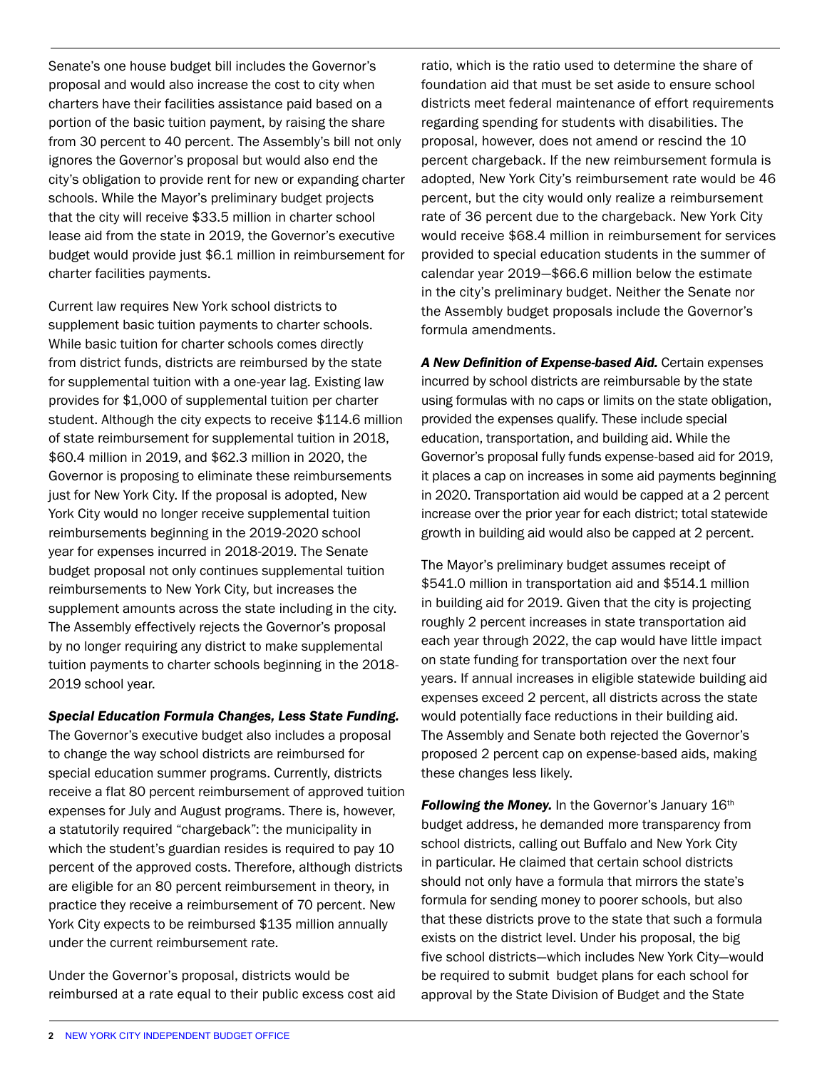Senate's one house budget bill includes the Governor's proposal and would also increase the cost to city when charters have their facilities assistance paid based on a portion of the basic tuition payment, by raising the share from 30 percent to 40 percent. The Assembly's bill not only ignores the Governor's proposal but would also end the city's obligation to provide rent for new or expanding charter schools. While the Mayor's preliminary budget projects that the city will receive $33.5 million in charter school lease aid from the state in 2019, the Governor's executive budget would provide just $6.1 million in reimbursement for charter facilities payments.

Current law requires New York school districts to supplement basic tuition payments to charter schools. While basic tuition for charter schools comes directly from district funds, districts are reimbursed by the state for supplemental tuition with a one-year lag. Existing law provides for $1,000 of supplemental tuition per charter student. Although the city expects to receive $114.6 million of state reimbursement for supplemental tuition in 2018, $60.4 million in 2019, and $62.3 million in 2020, the Governor is proposing to eliminate these reimbursements just for New York City. If the proposal is adopted, New York City would no longer receive supplemental tuition reimbursements beginning in the 2019-2020 school year for expenses incurred in 2018-2019. The Senate budget proposal not only continues supplemental tuition reimbursements to New York City, but increases the supplement amounts across the state including in the city. The Assembly effectively rejects the Governor's proposal by no longer requiring any district to make supplemental tuition payments to charter schools beginning in the 2018-2019 school year.

***Special Education Formula Changes, Less State Funding.*** The Governor's executive budget also includes a proposal to change the way school districts are reimbursed for special education summer programs. Currently, districts receive a flat 80 percent reimbursement of approved tuition expenses for July and August programs. There is, however, a statutorily required "chargeback": the municipality in which the student's guardian resides is required to pay 10 percent of the approved costs. Therefore, although districts are eligible for an 80 percent reimbursement in theory, in practice they receive a reimbursement of 70 percent. New York City expects to be reimbursed $135 million annually under the current reimbursement rate.

Under the Governor's proposal, districts would be reimbursed at a rate equal to their public excess cost aid ratio, which is the ratio used to determine the share of foundation aid that must be set aside to ensure school districts meet federal maintenance of effort requirements regarding spending for students with disabilities. The proposal, however, does not amend or rescind the 10 percent chargeback. If the new reimbursement formula is adopted, New York City's reimbursement rate would be 46 percent, but the city would only realize a reimbursement rate of 36 percent due to the chargeback. New York City would receive $68.4 million in reimbursement for services provided to special education students in the summer of calendar year 2019—$66.6 million below the estimate in the city's preliminary budget. Neither the Senate nor the Assembly budget proposals include the Governor's formula amendments.

***A New Definition of Expense-based Aid.*** Certain expenses incurred by school districts are reimbursable by the state using formulas with no caps or limits on the state obligation, provided the expenses qualify. These include special education, transportation, and building aid. While the Governor's proposal fully funds expense-based aid for 2019, it places a cap on increases in some aid payments beginning in 2020. Transportation aid would be capped at a 2 percent increase over the prior year for each district; total statewide growth in building aid would also be capped at 2 percent.

The Mayor's preliminary budget assumes receipt of $541.0 million in transportation aid and $514.1 million in building aid for 2019. Given that the city is projecting roughly 2 percent increases in state transportation aid each year through 2022, the cap would have little impact on state funding for transportation over the next four years. If annual increases in eligible statewide building aid expenses exceed 2 percent, all districts across the state would potentially face reductions in their building aid. The Assembly and Senate both rejected the Governor's proposed 2 percent cap on expense-based aids, making these changes less likely.

***Following the Money.*** In the Governor's January 16th budget address, he demanded more transparency from school districts, calling out Buffalo and New York City in particular. He claimed that certain school districts should not only have a formula that mirrors the state's formula for sending money to poorer schools, but also that these districts prove to the state that such a formula exists on the district level. Under his proposal, the big five school districts—which includes New York City—would be required to submit budget plans for each school for approval by the State Division of Budget and the State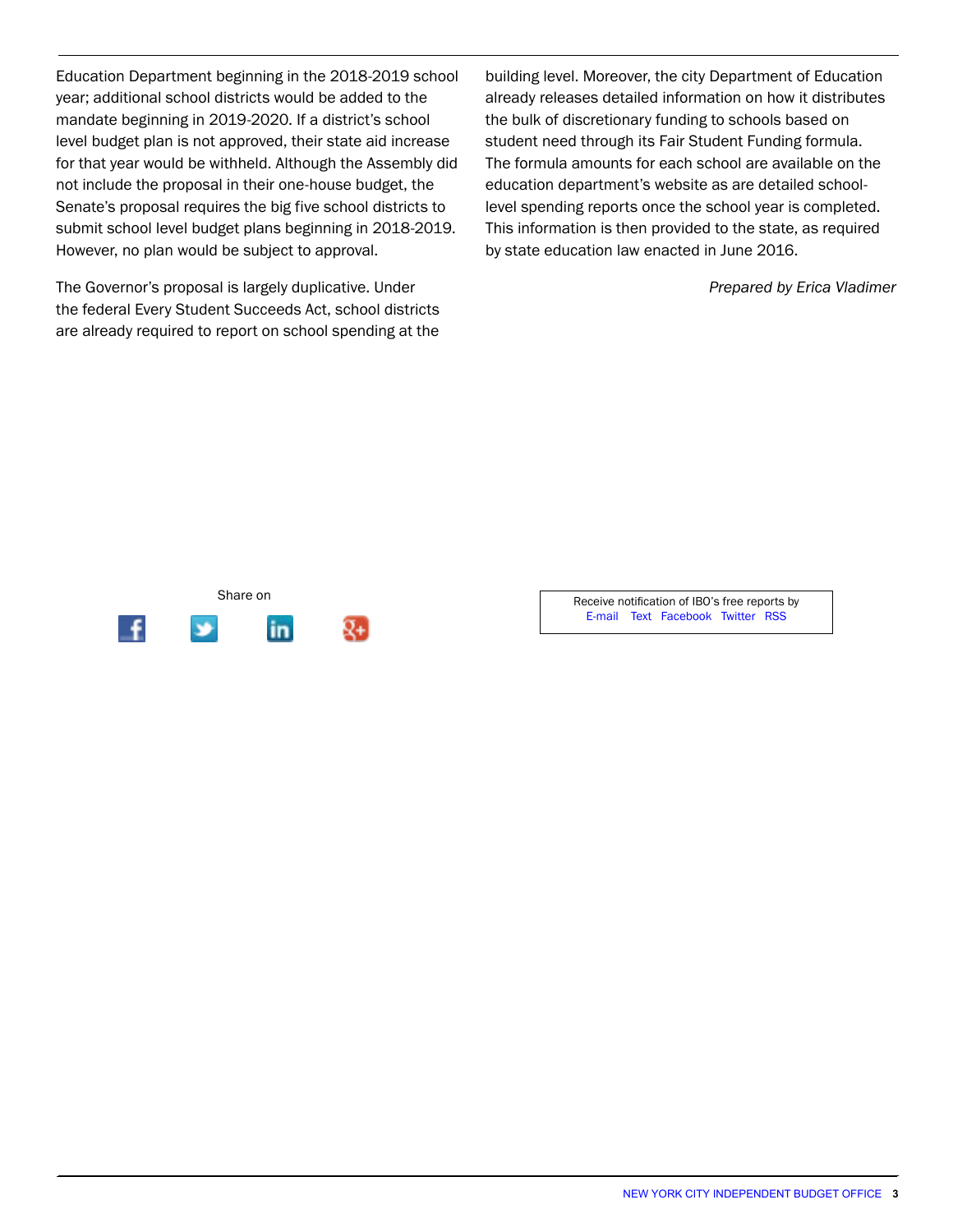Education Department beginning in the 2018-2019 school year; additional school districts would be added to the mandate beginning in 2019-2020. If a district's school level budget plan is not approved, their state aid increase for that year would be withheld. Although the Assembly did not include the proposal in their one-house budget, the Senate's proposal requires the big five school districts to submit school level budget plans beginning in 2018-2019. However, no plan would be subject to approval.

The Governor's proposal is largely duplicative. Under the federal Every Student Succeeds Act, school districts are already required to report on school spending at the building level. Moreover, the city Department of Education already releases detailed information on how it distributes the bulk of discretionary funding to schools based on student need through its Fair Student Funding formula. The formula amounts for each school are available on the education department's website as are detailed school-level spending reports once the school year is completed. This information is then provided to the state, as required by state education law enacted in June 2016.

*Prepared by Erica Vladimer*

Share on

Receive notification of IBO's free reports by
E-mail Text Facebook Twitter RSS